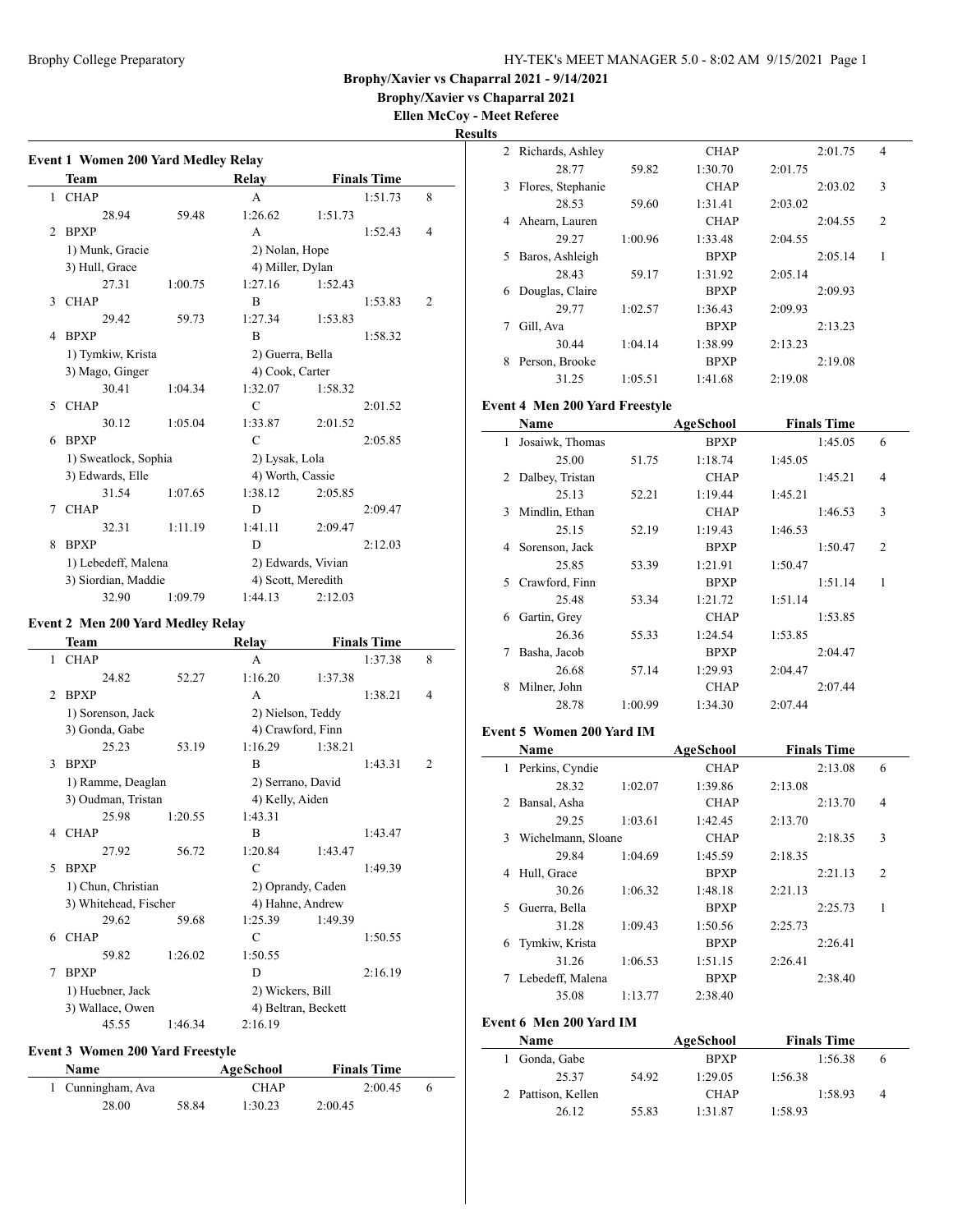Brophy College Preparatory

HY-TEK's MEET MANAGER 5.0 - 8:02 AM 9/15/2021 Page 1

**Brophy/Xavier vs Chaparral 2021 - 9/14/2021**

**Brophy/Xavier vs Chaparral 2021**

**Ellen McCoy - Meet Referee**

**Results**

### Event 1 Women 200 Yard Medley Relay

| | Team | | Relay | Finals Time | |
|---|---|---|---|---|---|
| 1 | CHAP | | A | 1:51.73 | 8 |
| | 28.94 | 59.48 | 1:26.62 | 1:51.73 | |
| 2 | BPXP | | A | 1:52.43 | 4 |
| | 1) Munk, Gracie | | 2) Nolan, Hope | | |
| | 3) Hull, Grace | | 4) Miller, Dylan | | |
| | 27.31 | 1:00.75 | 1:27.16 | 1:52.43 | |
| 3 | CHAP | | B | 1:53.83 | 2 |
| | 29.42 | 59.73 | 1:27.34 | 1:53.83 | |
| 4 | BPXP | | B | 1:58.32 | |
| | 1) Tymkiw, Krista | | 2) Guerra, Bella | | |
| | 3) Mago, Ginger | | 4) Cook, Carter | | |
| | 30.41 | 1:04.34 | 1:32.07 | 1:58.32 | |
| 5 | CHAP | | C | 2:01.52 | |
| | 30.12 | 1:05.04 | 1:33.87 | 2:01.52 | |
| 6 | BPXP | | C | 2:05.85 | |
| | 1) Sweatlock, Sophia | | 2) Lysak, Lola | | |
| | 3) Edwards, Elle | | 4) Worth, Cassie | | |
| | 31.54 | 1:07.65 | 1:38.12 | 2:05.85 | |
| 7 | CHAP | | D | 2:09.47 | |
| | 32.31 | 1:11.19 | 1:41.11 | 2:09.47 | |
| 8 | BPXP | | D | 2:12.03 | |
| | 1) Lebedeff, Malena | | 2) Edwards, Vivian | | |
| | 3) Siordian, Maddie | | 4) Scott, Meredith | | |
| | 32.90 | 1:09.79 | 1:44.13 | 2:12.03 | |

### Event 2 Men 200 Yard Medley Relay

| | Team | | Relay | Finals Time | |
|---|---|---|---|---|---|
| 1 | CHAP | | A | 1:37.38 | 8 |
| | 24.82 | 52.27 | 1:16.20 | 1:37.38 | |
| 2 | BPXP | | A | 1:38.21 | 4 |
| | 1) Sorenson, Jack | | 2) Nielson, Teddy | | |
| | 3) Gonda, Gabe | | 4) Crawford, Finn | | |
| | 25.23 | 53.19 | 1:16.29 | 1:38.21 | |
| 3 | BPXP | | B | 1:43.31 | 2 |
| | 1) Ramme, Deaglan | | 2) Serrano, David | | |
| | 3) Oudman, Tristan | | 4) Kelly, Aiden | | |
| | 25.98 | 1:20.55 | 1:43.31 | | |
| 4 | CHAP | | B | 1:43.47 | |
| | 27.92 | 56.72 | 1:20.84 | 1:43.47 | |
| 5 | BPXP | | C | 1:49.39 | |
| | 1) Chun, Christian | | 2) Oprandy, Caden | | |
| | 3) Whitehead, Fischer | | 4) Hahne, Andrew | | |
| | 29.62 | 59.68 | 1:25.39 | 1:49.39 | |
| 6 | CHAP | | C | 1:50.55 | |
| | 59.82 | 1:26.02 | 1:50.55 | | |
| 7 | BPXP | | D | 2:16.19 | |
| | 1) Huebner, Jack | | 2) Wickers, Bill | | |
| | 3) Wallace, Owen | | 4) Beltran, Beckett | | |
| | 45.55 | 1:46.34 | 2:16.19 | | |

### Event 3 Women 200 Yard Freestyle

| | Name | | AgeSchool | Finals Time | |
|---|---|---|---|---|---|
| 1 | Cunningham, Ava | | CHAP | 2:00.45 | 6 |
| | 28.00 | 58.84 | 1:30.23 | 2:00.45 | |
| 2 | Richards, Ashley | | CHAP | 2:01.75 | 4 |
| | 28.77 | 59.82 | 1:30.70 | 2:01.75 | |
| 3 | Flores, Stephanie | | CHAP | 2:03.02 | 3 |
| | 28.53 | 59.60 | 1:31.41 | 2:03.02 | |
| 4 | Ahearn, Lauren | | CHAP | 2:04.55 | 2 |
| | 29.27 | 1:00.96 | 1:33.48 | 2:04.55 | |
| 5 | Baros, Ashleigh | | BPXP | 2:05.14 | 1 |
| | 28.43 | 59.17 | 1:31.92 | 2:05.14 | |
| 6 | Douglas, Claire | | BPXP | 2:09.93 | |
| | 29.77 | 1:02.57 | 1:36.43 | 2:09.93 | |
| 7 | Gill, Ava | | BPXP | 2:13.23 | |
| | 30.44 | 1:04.14 | 1:38.99 | 2:13.23 | |
| 8 | Person, Brooke | | BPXP | 2:19.08 | |
| | 31.25 | 1:05.51 | 1:41.68 | 2:19.08 | |

### Event 4 Men 200 Yard Freestyle

| | Name | | AgeSchool | Finals Time | |
|---|---|---|---|---|---|
| 1 | Josaiwk, Thomas | | BPXP | 1:45.05 | 6 |
| | 25.00 | 51.75 | 1:18.74 | 1:45.05 | |
| 2 | Dalbey, Tristan | | CHAP | 1:45.21 | 4 |
| | 25.13 | 52.21 | 1:19.44 | 1:45.21 | |
| 3 | Mindlin, Ethan | | CHAP | 1:46.53 | 3 |
| | 25.15 | 52.19 | 1:19.43 | 1:46.53 | |
| 4 | Sorenson, Jack | | BPXP | 1:50.47 | 2 |
| | 25.85 | 53.39 | 1:21.91 | 1:50.47 | |
| 5 | Crawford, Finn | | BPXP | 1:51.14 | 1 |
| | 25.48 | 53.34 | 1:21.72 | 1:51.14 | |
| 6 | Gartin, Grey | | CHAP | 1:53.85 | |
| | 26.36 | 55.33 | 1:24.54 | 1:53.85 | |
| 7 | Basha, Jacob | | BPXP | 2:04.47 | |
| | 26.68 | 57.14 | 1:29.93 | 2:04.47 | |
| 8 | Milner, John | | CHAP | 2:07.44 | |
| | 28.78 | 1:00.99 | 1:34.30 | 2:07.44 | |

### Event 5 Women 200 Yard IM

| | Name | | AgeSchool | Finals Time | |
|---|---|---|---|---|---|
| 1 | Perkins, Cyndie | | CHAP | 2:13.08 | 6 |
| | 28.32 | 1:02.07 | 1:39.86 | 2:13.08 | |
| 2 | Bansal, Asha | | CHAP | 2:13.70 | 4 |
| | 29.25 | 1:03.61 | 1:42.45 | 2:13.70 | |
| 3 | Wichelmann, Sloane | | CHAP | 2:18.35 | 3 |
| | 29.84 | 1:04.69 | 1:45.59 | 2:18.35 | |
| 4 | Hull, Grace | | BPXP | 2:21.13 | 2 |
| | 30.26 | 1:06.32 | 1:48.18 | 2:21.13 | |
| 5 | Guerra, Bella | | BPXP | 2:25.73 | 1 |
| | 31.28 | 1:09.43 | 1:50.56 | 2:25.73 | |
| 6 | Tymkiw, Krista | | BPXP | 2:26.41 | |
| | 31.26 | 1:06.53 | 1:51.15 | 2:26.41 | |
| 7 | Lebedeff, Malena | | BPXP | 2:38.40 | |
| | 35.08 | 1:13.77 | 2:38.40 | | |

### Event 6 Men 200 Yard IM

| | Name | | AgeSchool | Finals Time | |
|---|---|---|---|---|---|
| 1 | Gonda, Gabe | | BPXP | 1:56.38 | 6 |
| | 25.37 | 54.92 | 1:29.05 | 1:56.38 | |
| 2 | Pattison, Kellen | | CHAP | 1:58.93 | 4 |
| | 26.12 | 55.83 | 1:31.87 | 1:58.93 | |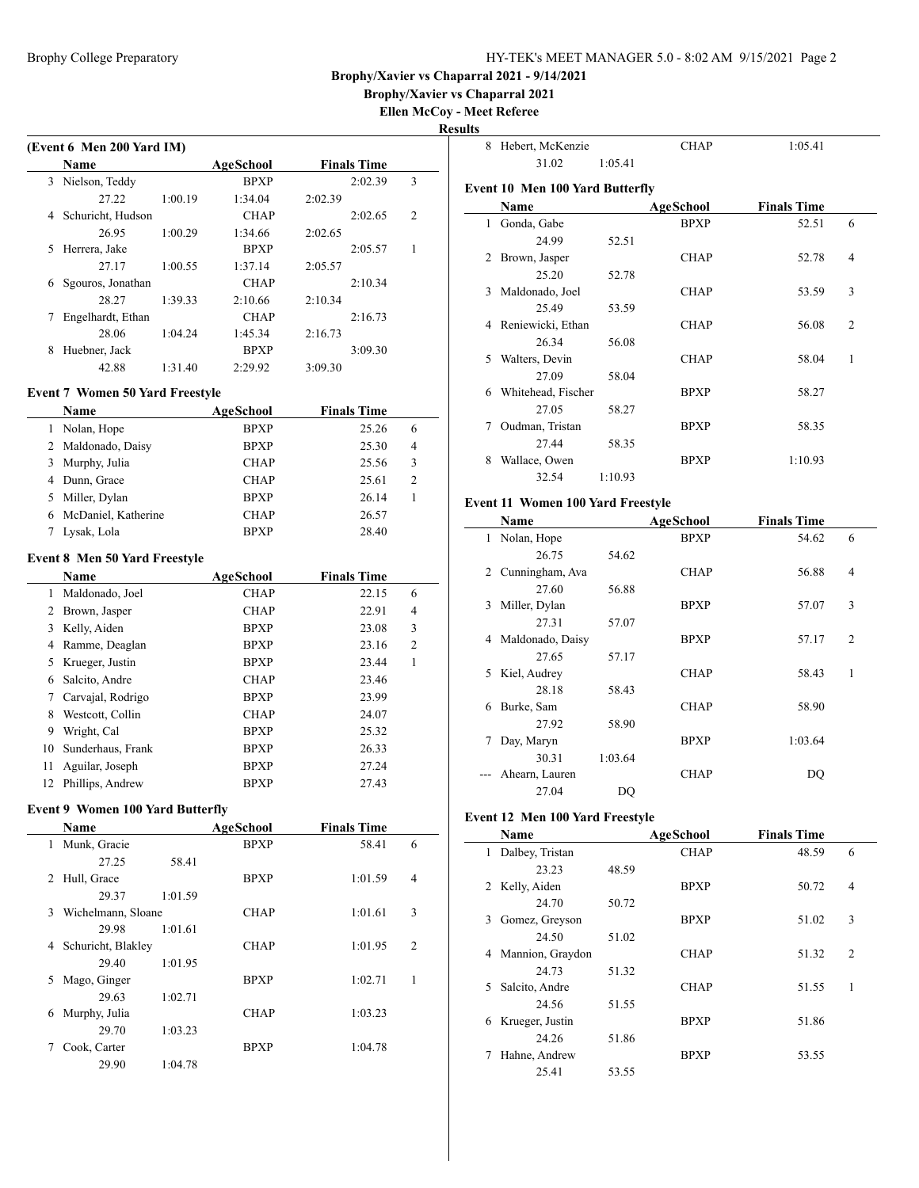**Brophy/Xavier vs Chaparral 2021 - 9/14/2021**

**Brophy/Xavier vs Chaparral 2021**

**Ellen McCoy - Meet Referee**

**Results**

### (Event 6 Men 200 Yard IM)

| | Name | AgeSchool | Finals Time | |
|---|---|---|---|---|
| 3 | Nielson, Teddy | BPXP | 2:02.39 | 3 |
| | 27.22 1:00.19 1:34.04 2:02.39 | | | |
| 4 | Schuricht, Hudson | CHAP | 2:02.65 | 2 |
| | 26.95 1:00.29 1:34.66 2:02.65 | | | |
| 5 | Herrera, Jake | BPXP | 2:05.57 | 1 |
| | 27.17 1:00.55 1:37.14 2:05.57 | | | |
| 6 | Sgouros, Jonathan | CHAP | 2:10.34 | |
| | 28.27 1:39.33 2:10.66 2:10.34 | | | |
| 7 | Engelhardt, Ethan | CHAP | 2:16.73 | |
| | 28.06 1:04.24 1:45.34 2:16.73 | | | |
| 8 | Huebner, Jack | BPXP | 3:09.30 | |
| | 42.88 1:31.40 2:29.92 3:09.30 | | | |

### Event 7 Women 50 Yard Freestyle

| | Name | AgeSchool | Finals Time | |
|---|---|---|---|---|
| 1 | Nolan, Hope | BPXP | 25.26 | 6 |
| 2 | Maldonado, Daisy | BPXP | 25.30 | 4 |
| 3 | Murphy, Julia | CHAP | 25.56 | 3 |
| 4 | Dunn, Grace | CHAP | 25.61 | 2 |
| 5 | Miller, Dylan | BPXP | 26.14 | 1 |
| 6 | McDaniel, Katherine | CHAP | 26.57 | |
| 7 | Lysak, Lola | BPXP | 28.40 | |

### Event 8 Men 50 Yard Freestyle

| | Name | AgeSchool | Finals Time | |
|---|---|---|---|---|
| 1 | Maldonado, Joel | CHAP | 22.15 | 6 |
| 2 | Brown, Jasper | CHAP | 22.91 | 4 |
| 3 | Kelly, Aiden | BPXP | 23.08 | 3 |
| 4 | Ramme, Deaglan | BPXP | 23.16 | 2 |
| 5 | Krueger, Justin | BPXP | 23.44 | 1 |
| 6 | Salcito, Andre | CHAP | 23.46 | |
| 7 | Carvajal, Rodrigo | BPXP | 23.99 | |
| 8 | Westcott, Collin | CHAP | 24.07 | |
| 9 | Wright, Cal | BPXP | 25.32 | |
| 10 | Sunderhaus, Frank | BPXP | 26.33 | |
| 11 | Aguilar, Joseph | BPXP | 27.24 | |
| 12 | Phillips, Andrew | BPXP | 27.43 | |

### Event 9 Women 100 Yard Butterfly

| | Name | AgeSchool | Finals Time | |
|---|---|---|---|---|
| 1 | Munk, Gracie | BPXP | 58.41 | 6 |
| | 27.25 58.41 | | | |
| 2 | Hull, Grace | BPXP | 1:01.59 | 4 |
| | 29.37 1:01.59 | | | |
| 3 | Wichelmann, Sloane | CHAP | 1:01.61 | 3 |
| | 29.98 1:01.61 | | | |
| 4 | Schuricht, Blakley | CHAP | 1:01.95 | 2 |
| | 29.40 1:01.95 | | | |
| 5 | Mago, Ginger | BPXP | 1:02.71 | 1 |
| | 29.63 1:02.71 | | | |
| 6 | Murphy, Julia | CHAP | 1:03.23 | |
| | 29.70 1:03.23 | | | |
| 7 | Cook, Carter | BPXP | 1:04.78 | |
| | 29.90 1:04.78 | | | |
| 8 | Hebert, McKenzie | CHAP | 1:05.41 | |
| | 31.02 1:05.41 | | | |

### Event 10 Men 100 Yard Butterfly

| | Name | AgeSchool | Finals Time | |
|---|---|---|---|---|
| 1 | Gonda, Gabe | BPXP | 52.51 | 6 |
| | 24.99 52.51 | | | |
| 2 | Brown, Jasper | CHAP | 52.78 | 4 |
| | 25.20 52.78 | | | |
| 3 | Maldonado, Joel | CHAP | 53.59 | 3 |
| | 25.49 53.59 | | | |
| 4 | Reniewicki, Ethan | CHAP | 56.08 | 2 |
| | 26.34 56.08 | | | |
| 5 | Walters, Devin | CHAP | 58.04 | 1 |
| | 27.09 58.04 | | | |
| 6 | Whitehead, Fischer | BPXP | 58.27 | |
| | 27.05 58.27 | | | |
| 7 | Oudman, Tristan | BPXP | 58.35 | |
| | 27.44 58.35 | | | |
| 8 | Wallace, Owen | BPXP | 1:10.93 | |
| | 32.54 1:10.93 | | | |

### Event 11 Women 100 Yard Freestyle

| | Name | AgeSchool | Finals Time | |
|---|---|---|---|---|
| 1 | Nolan, Hope | BPXP | 54.62 | 6 |
| | 26.75 54.62 | | | |
| 2 | Cunningham, Ava | CHAP | 56.88 | 4 |
| | 27.60 56.88 | | | |
| 3 | Miller, Dylan | BPXP | 57.07 | 3 |
| | 27.31 57.07 | | | |
| 4 | Maldonado, Daisy | BPXP | 57.17 | 2 |
| | 27.65 57.17 | | | |
| 5 | Kiel, Audrey | CHAP | 58.43 | 1 |
| | 28.18 58.43 | | | |
| 6 | Burke, Sam | CHAP | 58.90 | |
| | 27.92 58.90 | | | |
| 7 | Day, Maryn | BPXP | 1:03.64 | |
| | 30.31 1:03.64 | | | |
| --- | Ahearn, Lauren | CHAP | DQ | |
| | 27.04 DQ | | | |

### Event 12 Men 100 Yard Freestyle

| | Name | AgeSchool | Finals Time | |
|---|---|---|---|---|
| 1 | Dalbey, Tristan | CHAP | 48.59 | 6 |
| | 23.23 48.59 | | | |
| 2 | Kelly, Aiden | BPXP | 50.72 | 4 |
| | 24.70 50.72 | | | |
| 3 | Gomez, Greyson | BPXP | 51.02 | 3 |
| | 24.50 51.02 | | | |
| 4 | Mannion, Graydon | CHAP | 51.32 | 2 |
| | 24.73 51.32 | | | |
| 5 | Salcito, Andre | CHAP | 51.55 | 1 |
| | 24.56 51.55 | | | |
| 6 | Krueger, Justin | BPXP | 51.86 | |
| | 24.26 51.86 | | | |
| 7 | Hahne, Andrew | BPXP | 53.55 | |
| | 25.41 53.55 | | | |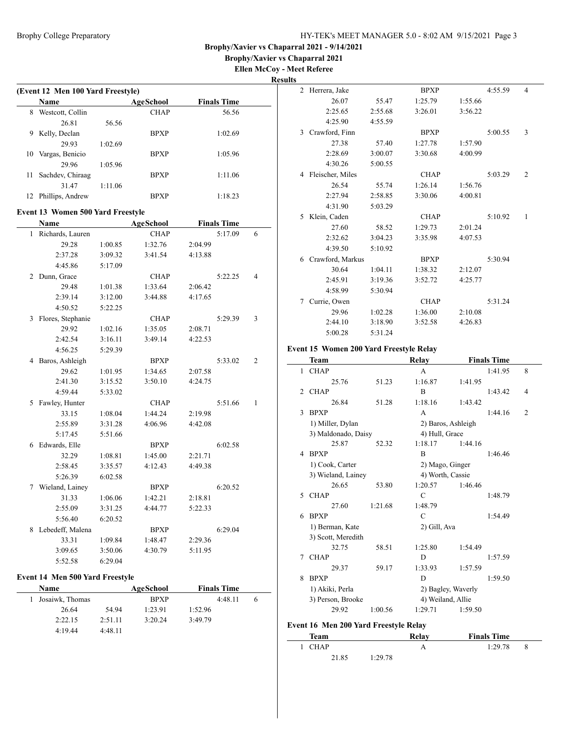**Brophy/Xavier vs Chaparral 2021 - 9/14/2021**

**Brophy/Xavier vs Chaparral 2021**

**Ellen McCoy - Meet Referee**

**Results**

### (Event 12 Men 100 Yard Freestyle)

| | Name | | AgeSchool | | Finals Time | |
|---|---|---|---|---|---|---|
| 8 | Westcott, Collin | | CHAP | | 56.56 | |
| | 26.81 | 56.56 | | | | |
| 9 | Kelly, Declan | | BPXP | | 1:02.69 | |
| | 29.93 | 1:02.69 | | | | |
| 10 | Vargas, Benicio | | BPXP | | 1:05.96 | |
| | 29.96 | 1:05.96 | | | | |
| 11 | Sachdev, Chiraag | | BPXP | | 1:11.06 | |
| | 31.47 | 1:11.06 | | | | |
| 12 | Phillips, Andrew | | BPXP | | 1:18.23 | |

### Event 13 Women 500 Yard Freestyle

| | Name | | AgeSchool | | Finals Time | |
|---|---|---|---|---|---|---|
| 1 | Richards, Lauren | | CHAP | | 5:17.09 | 6 |
| | 29.28 | 1:00.85 | 1:32.76 | 2:04.99 | | |
| | 2:37.28 | 3:09.32 | 3:41.54 | 4:13.88 | | |
| | 4:45.86 | 5:17.09 | | | | |
| 2 | Dunn, Grace | | CHAP | | 5:22.25 | 4 |
| | 29.48 | 1:01.38 | 1:33.64 | 2:06.42 | | |
| | 2:39.14 | 3:12.00 | 3:44.88 | 4:17.65 | | |
| | 4:50.52 | 5:22.25 | | | | |
| 3 | Flores, Stephanie | | CHAP | | 5:29.39 | 3 |
| | 29.92 | 1:02.16 | 1:35.05 | 2:08.71 | | |
| | 2:42.54 | 3:16.11 | 3:49.14 | 4:22.53 | | |
| | 4:56.25 | 5:29.39 | | | | |
| 4 | Baros, Ashleigh | | BPXP | | 5:33.02 | 2 |
| | 29.62 | 1:01.95 | 1:34.65 | 2:07.58 | | |
| | 2:41.30 | 3:15.52 | 3:50.10 | 4:24.75 | | |
| | 4:59.44 | 5:33.02 | | | | |
| 5 | Fawley, Hunter | | CHAP | | 5:51.66 | 1 |
| | 33.15 | 1:08.04 | 1:44.24 | 2:19.98 | | |
| | 2:55.89 | 3:31.28 | 4:06.96 | 4:42.08 | | |
| | 5:17.45 | 5:51.66 | | | | |
| 6 | Edwards, Elle | | BPXP | | 6:02.58 | |
| | 32.29 | 1:08.81 | 1:45.00 | 2:21.71 | | |
| | 2:58.45 | 3:35.57 | 4:12.43 | 4:49.38 | | |
| | 5:26.39 | 6:02.58 | | | | |
| 7 | Wieland, Lainey | | BPXP | | 6:20.52 | |
| | 31.33 | 1:06.06 | 1:42.21 | 2:18.81 | | |
| | 2:55.09 | 3:31.25 | 4:44.77 | 5:22.33 | | |
| | 5:56.40 | 6:20.52 | | | | |
| 8 | Lebedeff, Malena | | BPXP | | 6:29.04 | |
| | 33.31 | 1:09.84 | 1:48.47 | 2:29.36 | | |
| | 3:09.65 | 3:50.06 | 4:30.79 | 5:11.95 | | |
| | 5:52.58 | 6:29.04 | | | | |

### Event 14 Men 500 Yard Freestyle

| | Name | | AgeSchool | | Finals Time | |
|---|---|---|---|---|---|---|
| 1 | Josaiwk, Thomas | | BPXP | | 4:48.11 | 6 |
| | 26.64 | 54.94 | 1:23.91 | 1:52.96 | | |
| | 2:22.15 | 2:51.11 | 3:20.24 | 3:49.79 | | |
| | 4:19.44 | 4:48.11 | | | | |
| 2 | Herrera, Jake | | BPXP | | 4:55.59 | 4 |
| | 26.07 | 55.47 | 1:25.79 | 1:55.66 | | |
| | 2:25.65 | 2:55.68 | 3:26.01 | 3:56.22 | | |
| | 4:25.90 | 4:55.59 | | | | |
| 3 | Crawford, Finn | | BPXP | | 5:00.55 | 3 |
| | 27.38 | 57.40 | 1:27.78 | 1:57.90 | | |
| | 2:28.69 | 3:00.07 | 3:30.68 | 4:00.99 | | |
| | 4:30.26 | 5:00.55 | | | | |
| 4 | Fleischer, Miles | | CHAP | | 5:03.29 | 2 |
| | 26.54 | 55.74 | 1:26.14 | 1:56.76 | | |
| | 2:27.94 | 2:58.85 | 3:30.06 | 4:00.81 | | |
| | 4:31.90 | 5:03.29 | | | | |
| 5 | Klein, Caden | | CHAP | | 5:10.92 | 1 |
| | 27.60 | 58.52 | 1:29.73 | 2:01.24 | | |
| | 2:32.62 | 3:04.23 | 3:35.98 | 4:07.53 | | |
| | 4:39.50 | 5:10.92 | | | | |
| 6 | Crawford, Markus | | BPXP | | 5:30.94 | |
| | 30.64 | 1:04.11 | 1:38.32 | 2:12.07 | | |
| | 2:45.91 | 3:19.36 | 3:52.72 | 4:25.77 | | |
| | 4:58.99 | 5:30.94 | | | | |
| 7 | Currie, Owen | | CHAP | | 5:31.24 | |
| | 29.96 | 1:02.28 | 1:36.00 | 2:10.08 | | |
| | 2:44.10 | 3:18.90 | 3:52.58 | 4:26.83 | | |
| | 5:00.28 | 5:31.24 | | | | |

### Event 15 Women 200 Yard Freestyle Relay

| | Team | | Relay | | Finals Time | |
|---|---|---|---|---|---|---|
| 1 | CHAP | | A | | 1:41.95 | 8 |
| | 25.76 | 51.23 | 1:16.87 | 1:41.95 | | |
| 2 | CHAP | | B | | 1:43.42 | 4 |
| | 26.84 | 51.28 | 1:18.16 | 1:43.42 | | |
| 3 | BPXP | | A | | 1:44.16 | 2 |
| | 1) Miller, Dylan | | 2) Baros, Ashleigh | | | |
| | 3) Maldonado, Daisy | | 4) Hull, Grace | | | |
| | 25.87 | 52.32 | 1:18.17 | 1:44.16 | | |
| 4 | BPXP | | B | | 1:46.46 | |
| | 1) Cook, Carter | | 2) Mago, Ginger | | | |
| | 3) Wieland, Lainey | | 4) Worth, Cassie | | | |
| | 26.65 | 53.80 | 1:20.57 | 1:46.46 | | |
| 5 | CHAP | | C | | 1:48.79 | |
| | 27.60 | 1:21.68 | 1:48.79 | | | |
| 6 | BPXP | | C | | 1:54.49 | |
| | 1) Berman, Kate | | 2) Gill, Ava | | | |
| | 3) Scott, Meredith | | | | | |
| | 32.75 | 58.51 | 1:25.80 | 1:54.49 | | |
| 7 | CHAP | | D | | 1:57.59 | |
| | 29.37 | 59.17 | 1:33.93 | 1:57.59 | | |
| 8 | BPXP | | D | | 1:59.50 | |
| | 1) Akiki, Perla | | 2) Bagley, Waverly | | | |
| | 3) Person, Brooke | | 4) Weiland, Allie | | | |
| | 29.92 | 1:00.56 | 1:29.71 | 1:59.50 | | |

### Event 16 Men 200 Yard Freestyle Relay

| | Team | | Relay | | Finals Time | |
|---|---|---|---|---|---|---|
| 1 | CHAP | | A | | 1:29.78 | 8 |
| | 21.85 | 1:29.78 | | | | |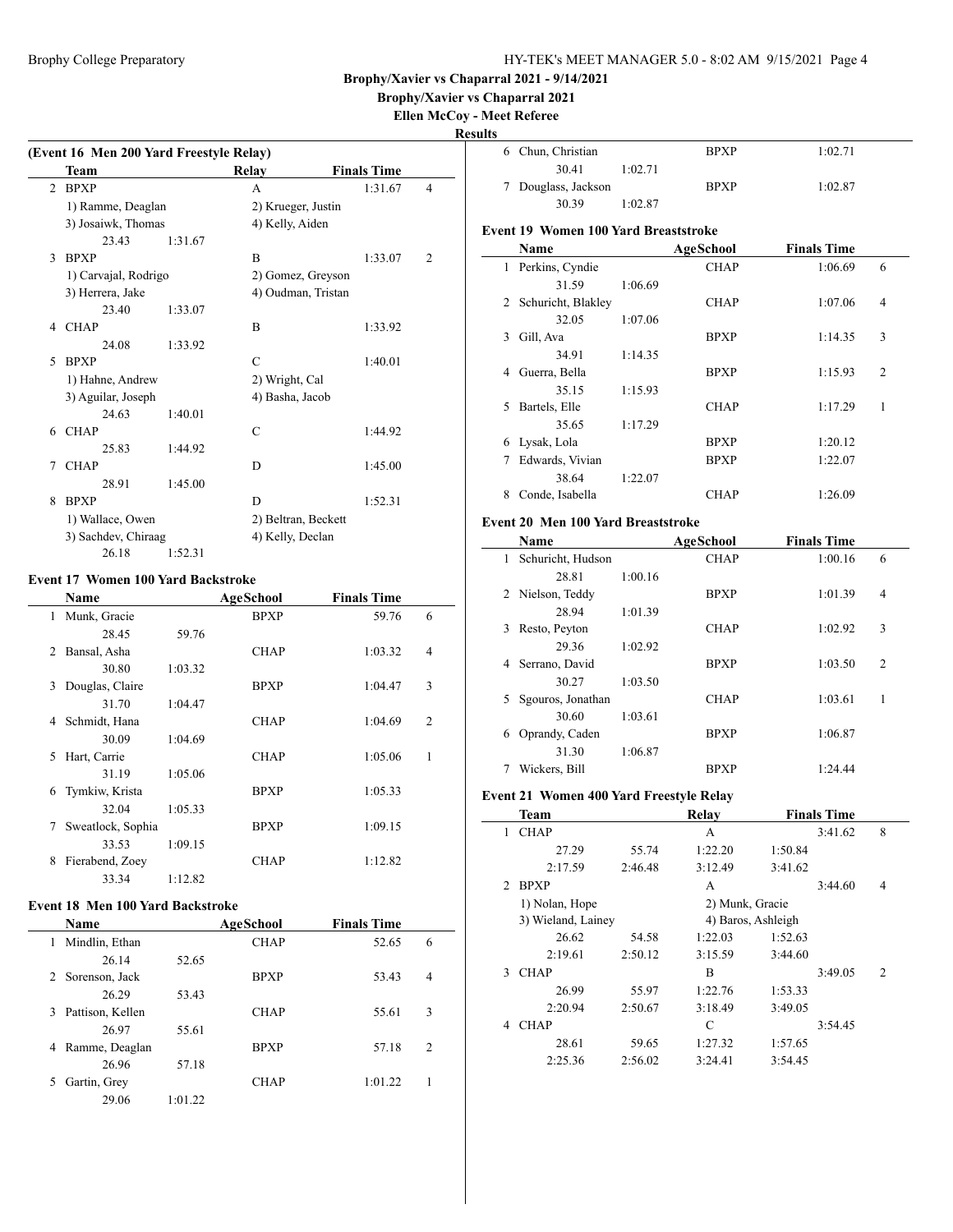**Brophy/Xavier vs Chaparral 2021 - 9/14/2021**

**Brophy/Xavier vs Chaparral 2021**

**Ellen McCoy - Meet Referee**

**Results**

### (Event 16 Men 200 Yard Freestyle Relay)

| | Team | Relay | Finals Time | |
|---|---|---|---|---|
| 2 | BPXP | A | 1:31.67 | 4 |
| | 1) Ramme, Deaglan | 2) Krueger, Justin | | |
| | 3) Josaiwk, Thomas | 4) Kelly, Aiden | | |
| | 23.43 1:31.67 | | | |
| 3 | BPXP | B | 1:33.07 | 2 |
| | 1) Carvajal, Rodrigo | 2) Gomez, Greyson | | |
| | 3) Herrera, Jake | 4) Oudman, Tristan | | |
| | 23.40 1:33.07 | | | |
| 4 | CHAP | B | 1:33.92 | |
| | 24.08 1:33.92 | | | |
| 5 | BPXP | C | 1:40.01 | |
| | 1) Hahne, Andrew | 2) Wright, Cal | | |
| | 3) Aguilar, Joseph | 4) Basha, Jacob | | |
| | 24.63 1:40.01 | | | |
| 6 | CHAP | C | 1:44.92 | |
| | 25.83 1:44.92 | | | |
| 7 | CHAP | D | 1:45.00 | |
| | 28.91 1:45.00 | | | |
| 8 | BPXP | D | 1:52.31 | |
| | 1) Wallace, Owen | 2) Beltran, Beckett | | |
| | 3) Sachdev, Chiraag | 4) Kelly, Declan | | |
| | 26.18 1:52.31 | | | |

### Event 17 Women 100 Yard Backstroke

| | Name | AgeSchool | Finals Time | |
|---|---|---|---|---|
| 1 | Munk, Gracie | BPXP | 59.76 | 6 |
| | 28.45 59.76 | | | |
| 2 | Bansal, Asha | CHAP | 1:03.32 | 4 |
| | 30.80 1:03.32 | | | |
| 3 | Douglas, Claire | BPXP | 1:04.47 | 3 |
| | 31.70 1:04.47 | | | |
| 4 | Schmidt, Hana | CHAP | 1:04.69 | 2 |
| | 30.09 1:04.69 | | | |
| 5 | Hart, Carrie | CHAP | 1:05.06 | 1 |
| | 31.19 1:05.06 | | | |
| 6 | Tymkiw, Krista | BPXP | 1:05.33 | |
| | 32.04 1:05.33 | | | |
| 7 | Sweatlock, Sophia | BPXP | 1:09.15 | |
| | 33.53 1:09.15 | | | |
| 8 | Fierabend, Zoey | CHAP | 1:12.82 | |
| | 33.34 1:12.82 | | | |

### Event 18 Men 100 Yard Backstroke

| | Name | AgeSchool | Finals Time | |
|---|---|---|---|---|
| 1 | Mindlin, Ethan | CHAP | 52.65 | 6 |
| | 26.14 52.65 | | | |
| 2 | Sorenson, Jack | BPXP | 53.43 | 4 |
| | 26.29 53.43 | | | |
| 3 | Pattison, Kellen | CHAP | 55.61 | 3 |
| | 26.97 55.61 | | | |
| 4 | Ramme, Deaglan | BPXP | 57.18 | 2 |
| | 26.96 57.18 | | | |
| 5 | Gartin, Grey | CHAP | 1:01.22 | 1 |
| | 29.06 1:01.22 | | | |
| 6 | Chun, Christian | BPXP | 1:02.71 | |
| | 30.41 1:02.71 | | | |
| 7 | Douglass, Jackson | BPXP | 1:02.87 | |
| | 30.39 1:02.87 | | | |

### Event 19 Women 100 Yard Breaststroke

| | Name | AgeSchool | Finals Time | |
|---|---|---|---|---|
| 1 | Perkins, Cyndie | CHAP | 1:06.69 | 6 |
| | 31.59 1:06.69 | | | |
| 2 | Schuricht, Blakley | CHAP | 1:07.06 | 4 |
| | 32.05 1:07.06 | | | |
| 3 | Gill, Ava | BPXP | 1:14.35 | 3 |
| | 34.91 1:14.35 | | | |
| 4 | Guerra, Bella | BPXP | 1:15.93 | 2 |
| | 35.15 1:15.93 | | | |
| 5 | Bartels, Elle | CHAP | 1:17.29 | 1 |
| | 35.65 1:17.29 | | | |
| 6 | Lysak, Lola | BPXP | 1:20.12 | |
| 7 | Edwards, Vivian | BPXP | 1:22.07 | |
| | 38.64 1:22.07 | | | |
| 8 | Conde, Isabella | CHAP | 1:26.09 | |

### Event 20 Men 100 Yard Breaststroke

| | Name | AgeSchool | Finals Time | |
|---|---|---|---|---|
| 1 | Schuricht, Hudson | CHAP | 1:00.16 | 6 |
| | 28.81 1:00.16 | | | |
| 2 | Nielson, Teddy | BPXP | 1:01.39 | 4 |
| | 28.94 1:01.39 | | | |
| 3 | Resto, Peyton | CHAP | 1:02.92 | 3 |
| | 29.36 1:02.92 | | | |
| 4 | Serrano, David | BPXP | 1:03.50 | 2 |
| | 30.27 1:03.50 | | | |
| 5 | Sgouros, Jonathan | CHAP | 1:03.61 | 1 |
| | 30.60 1:03.61 | | | |
| 6 | Oprandy, Caden | BPXP | 1:06.87 | |
| | 31.30 1:06.87 | | | |
| 7 | Wickers, Bill | BPXP | 1:24.44 | |

### Event 21 Women 400 Yard Freestyle Relay

| | Team | Relay | Finals Time | |
|---|---|---|---|---|
| 1 | CHAP | A | 3:41.62 | 8 |
| | 27.29 55.74 1:22.20 1:50.84 | | | |
| | 2:17.59 2:46.48 3:12.49 3:41.62 | | | |
| 2 | BPXP | A | 3:44.60 | 4 |
| | 1) Nolan, Hope | 2) Munk, Gracie | | |
| | 3) Wieland, Lainey | 4) Baros, Ashleigh | | |
| | 26.62 54.58 1:22.03 1:52.63 | | | |
| | 2:19.61 2:50.12 3:15.59 3:44.60 | | | |
| 3 | CHAP | B | 3:49.05 | 2 |
| | 26.99 55.97 1:22.76 1:53.33 | | | |
| | 2:20.94 2:50.67 3:18.49 3:49.05 | | | |
| 4 | CHAP | C | 3:54.45 | |
| | 28.61 59.65 1:27.32 1:57.65 | | | |
| | 2:25.36 2:56.02 3:24.41 3:54.45 | | | |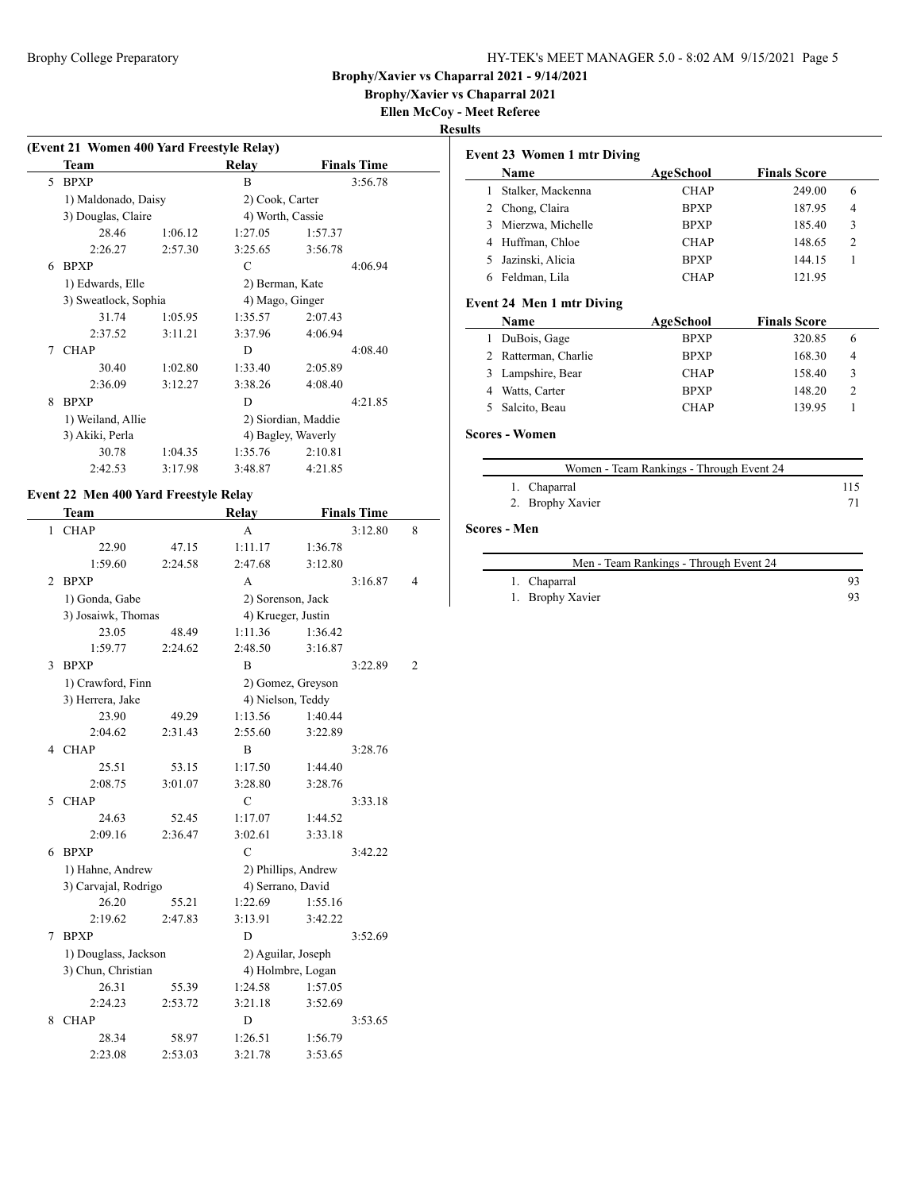**Brophy/Xavier vs Chaparral 2021 - 9/14/2021**

**Brophy/Xavier vs Chaparral 2021**

**Ellen McCoy - Meet Referee**

**Results**

### (Event 21 Women 400 Yard Freestyle Relay)

| | Team | | Relay | | Finals Time | |
|---|---|---|---|---|---|---|
| 5 | BPXP | | B | | 3:56.78 | |
| | 1) Maldonado, Daisy | | 2) Cook, Carter | | | |
| | 3) Douglas, Claire | | 4) Worth, Cassie | | | |
| | 28.46 | 1:06.12 | 1:27.05 | 1:57.37 | | |
| | 2:26.27 | 2:57.30 | 3:25.65 | 3:56.78 | | |
| 6 | BPXP | | C | | 4:06.94 | |
| | 1) Edwards, Elle | | 2) Berman, Kate | | | |
| | 3) Sweatlock, Sophia | | 4) Mago, Ginger | | | |
| | 31.74 | 1:05.95 | 1:35.57 | 2:07.43 | | |
| | 2:37.52 | 3:11.21 | 3:37.96 | 4:06.94 | | |
| 7 | CHAP | | D | | 4:08.40 | |
| | 30.40 | 1:02.80 | 1:33.40 | 2:05.89 | | |
| | 2:36.09 | 3:12.27 | 3:38.26 | 4:08.40 | | |
| 8 | BPXP | | D | | 4:21.85 | |
| | 1) Weiland, Allie | | 2) Siordian, Maddie | | | |
| | 3) Akiki, Perla | | 4) Bagley, Waverly | | | |
| | 30.78 | 1:04.35 | 1:35.76 | 2:10.81 | | |
| | 2:42.53 | 3:17.98 | 3:48.87 | 4:21.85 | | |

### Event 22 Men 400 Yard Freestyle Relay

| | Team | | Relay | | Finals Time | |
|---|---|---|---|---|---|---|
| 1 | CHAP | | A | | 3:12.80 | 8 |
| | 22.90 | 47.15 | 1:11.17 | 1:36.78 | | |
| | 1:59.60 | 2:24.58 | 2:47.68 | 3:12.80 | | |
| 2 | BPXP | | A | | 3:16.87 | 4 |
| | 1) Gonda, Gabe | | 2) Sorenson, Jack | | | |
| | 3) Josaiwk, Thomas | | 4) Krueger, Justin | | | |
| | 23.05 | 48.49 | 1:11.36 | 1:36.42 | | |
| | 1:59.77 | 2:24.62 | 2:48.50 | 3:16.87 | | |
| 3 | BPXP | | B | | 3:22.89 | 2 |
| | 1) Crawford, Finn | | 2) Gomez, Greyson | | | |
| | 3) Herrera, Jake | | 4) Nielson, Teddy | | | |
| | 23.90 | 49.29 | 1:13.56 | 1:40.44 | | |
| | 2:04.62 | 2:31.43 | 2:55.60 | 3:22.89 | | |
| 4 | CHAP | | B | | 3:28.76 | |
| | 25.51 | 53.15 | 1:17.50 | 1:44.40 | | |
| | 2:08.75 | 3:01.07 | 3:28.80 | 3:28.76 | | |
| 5 | CHAP | | C | | 3:33.18 | |
| | 24.63 | 52.45 | 1:17.07 | 1:44.52 | | |
| | 2:09.16 | 2:36.47 | 3:02.61 | 3:33.18 | | |
| 6 | BPXP | | C | | 3:42.22 | |
| | 1) Hahne, Andrew | | 2) Phillips, Andrew | | | |
| | 3) Carvajal, Rodrigo | | 4) Serrano, David | | | |
| | 26.20 | 55.21 | 1:22.69 | 1:55.16 | | |
| | 2:19.62 | 2:47.83 | 3:13.91 | 3:42.22 | | |
| 7 | BPXP | | D | | 3:52.69 | |
| | 1) Douglass, Jackson | | 2) Aguilar, Joseph | | | |
| | 3) Chun, Christian | | 4) Holmbre, Logan | | | |
| | 26.31 | 55.39 | 1:24.58 | 1:57.05 | | |
| | 2:24.23 | 2:53.72 | 3:21.18 | 3:52.69 | | |
| 8 | CHAP | | D | | 3:53.65 | |
| | 28.34 | 58.97 | 1:26.51 | 1:56.79 | | |
| | 2:23.08 | 2:53.03 | 3:21.78 | 3:53.65 | | |

### Event 23 Women 1 mtr Diving

| | Name | AgeSchool | Finals Score | |
|---|---|---|---|---|
| 1 | Stalker, Mackenna | CHAP | 249.00 | 6 |
| 2 | Chong, Claira | BPXP | 187.95 | 4 |
| 3 | Mierzwa, Michelle | BPXP | 185.40 | 3 |
| 4 | Huffman, Chloe | CHAP | 148.65 | 2 |
| 5 | Jazinski, Alicia | BPXP | 144.15 | 1 |
| 6 | Feldman, Lila | CHAP | 121.95 | |

### Event 24 Men 1 mtr Diving

| | Name | AgeSchool | Finals Score | |
|---|---|---|---|---|
| 1 | DuBois, Gage | BPXP | 320.85 | 6 |
| 2 | Ratterman, Charlie | BPXP | 168.30 | 4 |
| 3 | Lampshire, Bear | CHAP | 158.40 | 3 |
| 4 | Watts, Carter | BPXP | 148.20 | 2 |
| 5 | Salcito, Beau | CHAP | 139.95 | 1 |

### Scores - Women

| Women - Team Rankings - Through Event 24 | |
|---|---|
| 1. Chaparral | 115 |
| 2. Brophy Xavier | 71 |

### Scores - Men

| Men - Team Rankings - Through Event 24 | |
|---|---|
| 1. Chaparral | 93 |
| 1. Brophy Xavier | 93 |